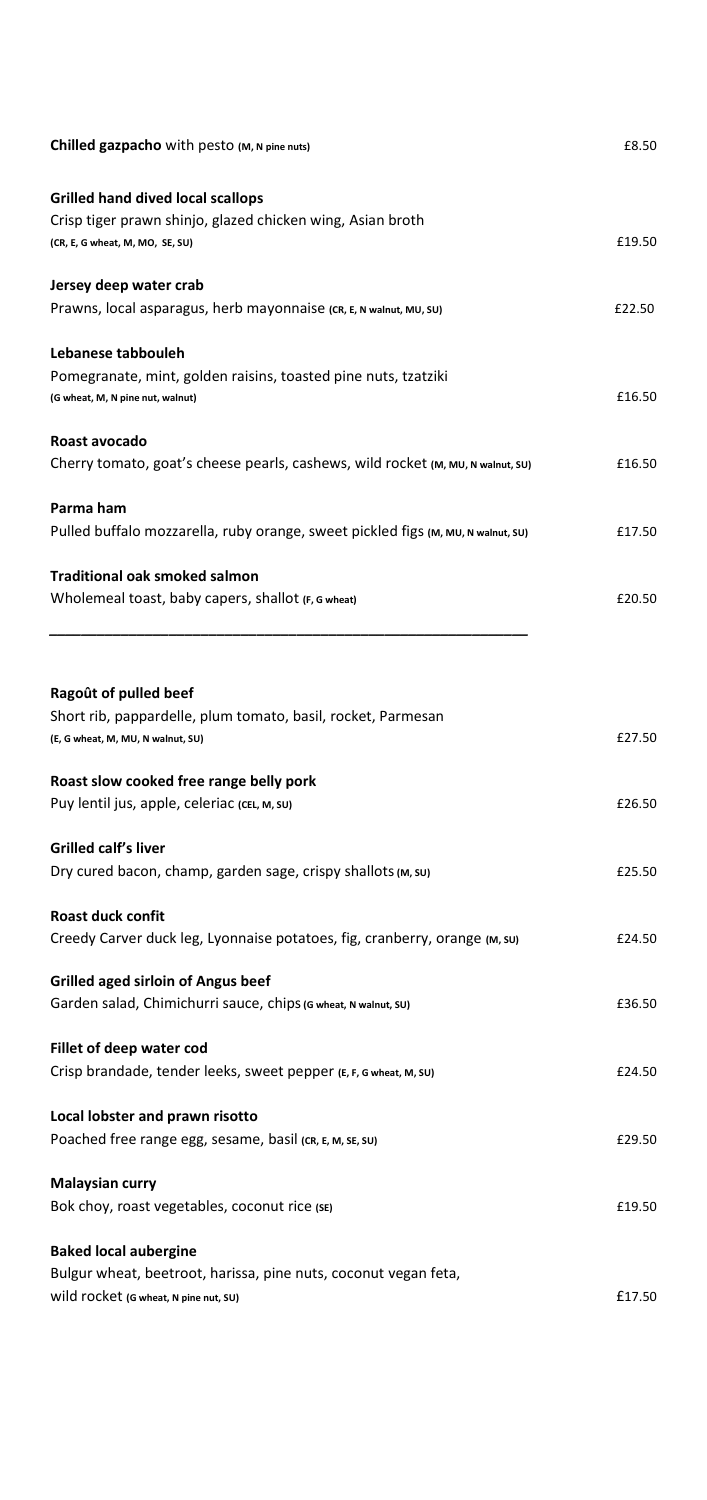**Chilled gazpacho** with pesto (M, N pine nuts) £8.50

**Grilled hand dived local scallops**
Crisp tiger prawn shinjo, glazed chicken wing, Asian broth
(CR, E, G wheat, M, MO, SE, SU) £19.50

**Jersey deep water crab**
Prawns, local asparagus, herb mayonnaise (CR, E, N walnut, MU, SU) £22.50

**Lebanese tabbouleh**
Pomegranate, mint, golden raisins, toasted pine nuts, tzatziki
(G wheat, M, N pine nut, walnut) £16.50

**Roast avocado**
Cherry tomato, goat's cheese pearls, cashews, wild rocket (M, MU, N walnut, SU) £16.50

**Parma ham**
Pulled buffalo mozzarella, ruby orange, sweet pickled figs (M, MU, N walnut, SU) £17.50

**Traditional oak smoked salmon**
Wholemeal toast, baby capers, shallot (F, G wheat) £20.50

---

**Ragoût of pulled beef**
Short rib, pappardelle, plum tomato, basil, rocket, Parmesan
(E, G wheat, M, MU, N walnut, SU) £27.50

**Roast slow cooked free range belly pork**
Puy lentil jus, apple, celeriac (CEL, M, SU) £26.50

**Grilled calf's liver**
Dry cured bacon, champ, garden sage, crispy shallots (M, SU) £25.50

**Roast duck confit**
Creedy Carver duck leg, Lyonnaise potatoes, fig, cranberry, orange (M, SU) £24.50

**Grilled aged sirloin of Angus beef**
Garden salad, Chimichurri sauce, chips (G wheat, N walnut, SU) £36.50

**Fillet of deep water cod**
Crisp brandade, tender leeks, sweet pepper (E, F, G wheat, M, SU) £24.50

**Local lobster and prawn risotto**
Poached free range egg, sesame, basil (CR, E, M, SE, SU) £29.50

**Malaysian curry**
Bok choy, roast vegetables, coconut rice (SE) £19.50

**Baked local aubergine**
Bulgur wheat, beetroot, harissa, pine nuts, coconut vegan feta,
wild rocket (G wheat, N pine nut, SU) £17.50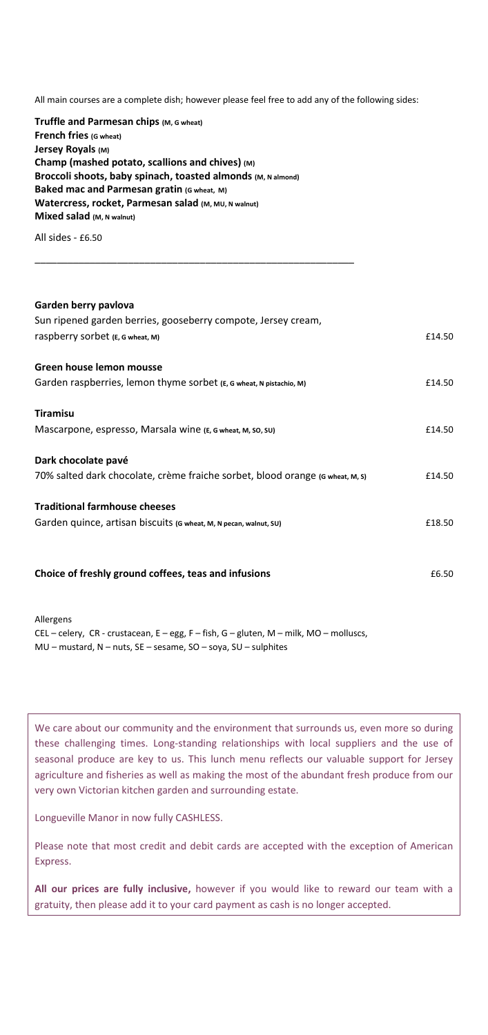All main courses are a complete dish; however please feel free to add any of the following sides:

**Truffle and Parmesan chips** (M, G wheat)
**French fries** (G wheat)
**Jersey Royals** (M)
**Champ (mashed potato, scallions and chives)** (M)
**Broccoli shoots, baby spinach, toasted almonds** (M, N almond)
**Baked mac and Parmesan gratin** (G wheat, M)
**Watercress, rocket, Parmesan salad** (M, MU, N walnut)
**Mixed salad** (M, N walnut)

All sides - £6.50

---

**Garden berry pavlova**
Sun ripened garden berries, gooseberry compote, Jersey cream, raspberry sorbet (E, G wheat, M) — £14.50

**Green house lemon mousse**
Garden raspberries, lemon thyme sorbet (E, G wheat, N pistachio, M) — £14.50

**Tiramisu**
Mascarpone, espresso, Marsala wine (E, G wheat, M, SO, SU) — £14.50

**Dark chocolate pavé**
70% salted dark chocolate, crème fraiche sorbet, blood orange (G wheat, M, S) — £14.50

**Traditional farmhouse cheeses**
Garden quince, artisan biscuits (G wheat, M, N pecan, walnut, SU) — £18.50

**Choice of freshly ground coffees, teas and infusions** — £6.50

Allergens
CEL – celery, CR - crustacean, E – egg, F – fish, G – gluten, M – milk, MO – molluscs, MU – mustard, N – nuts, SE – sesame, SO – soya, SU – sulphites

We care about our community and the environment that surrounds us, even more so during these challenging times. Long-standing relationships with local suppliers and the use of seasonal produce are key to us. This lunch menu reflects our valuable support for Jersey agriculture and fisheries as well as making the most of the abundant fresh produce from our very own Victorian kitchen garden and surrounding estate.

Longueville Manor in now fully CASHLESS.

Please note that most credit and debit cards are accepted with the exception of American Express.

**All our prices are fully inclusive,** however if you would like to reward our team with a gratuity, then please add it to your card payment as cash is no longer accepted.